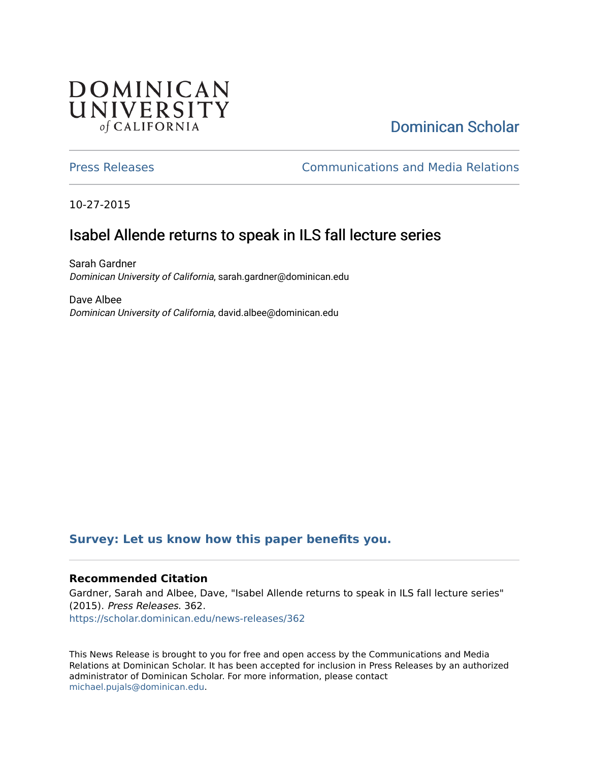DOMINICAN UNIVERSITY of CALIFORNIA

Dominican Scholar

Press Releases | Communications and Media Relations

10-27-2015

# Isabel Allende returns to speak in ILS fall lecture series

Sarah Gardner
*Dominican University of California*, sarah.gardner@dominican.edu

Dave Albee
*Dominican University of California*, david.albee@dominican.edu

**Survey: Let us know how this paper benefits you.**

### Recommended Citation

Gardner, Sarah and Albee, Dave, "Isabel Allende returns to speak in ILS fall lecture series" (2015). *Press Releases*. 362.
https://scholar.dominican.edu/news-releases/362

This News Release is brought to you for free and open access by the Communications and Media Relations at Dominican Scholar. It has been accepted for inclusion in Press Releases by an authorized administrator of Dominican Scholar. For more information, please contact michael.pujals@dominican.edu.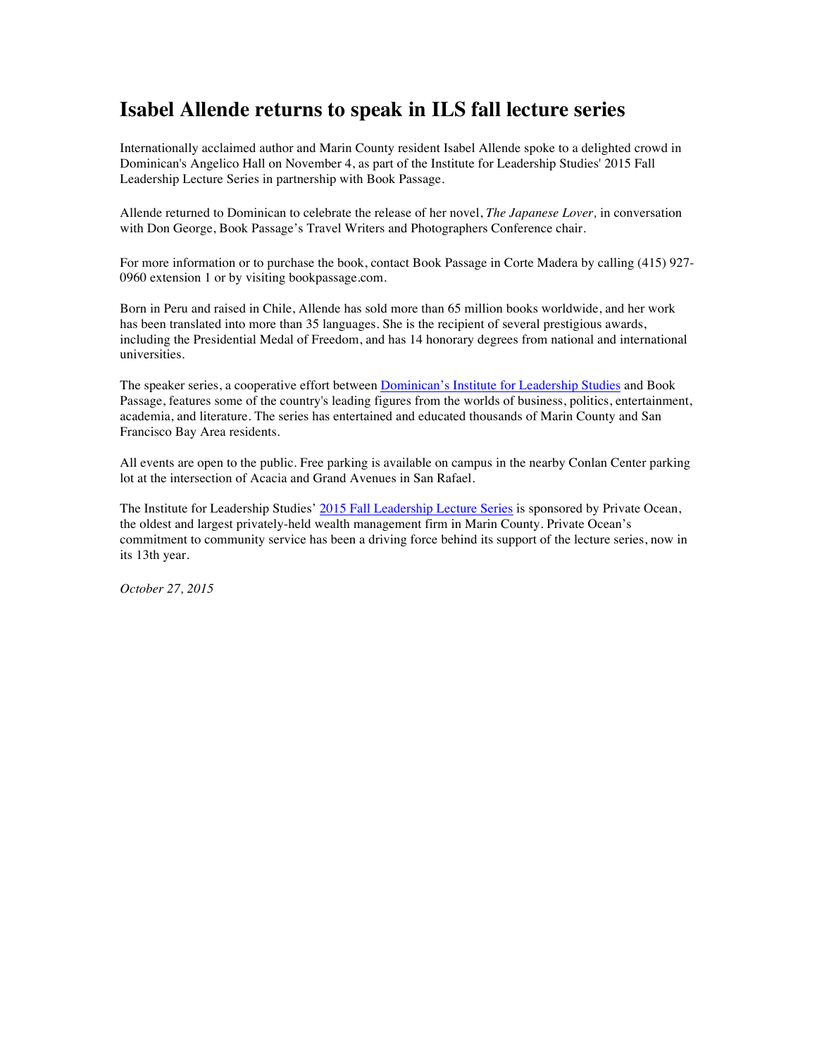# Isabel Allende returns to speak in ILS fall lecture series

Internationally acclaimed author and Marin County resident Isabel Allende spoke to a delighted crowd in Dominican's Angelico Hall on November 4, as part of the Institute for Leadership Studies' 2015 Fall Leadership Lecture Series in partnership with Book Passage.

Allende returned to Dominican to celebrate the release of her novel, *The Japanese Lover,* in conversation with Don George, Book Passage's Travel Writers and Photographers Conference chair.

For more information or to purchase the book, contact Book Passage in Corte Madera by calling (415) 927-0960 extension 1 or by visiting bookpassage.com.

Born in Peru and raised in Chile, Allende has sold more than 65 million books worldwide, and her work has been translated into more than 35 languages. She is the recipient of several prestigious awards, including the Presidential Medal of Freedom, and has 14 honorary degrees from national and international universities.

The speaker series, a cooperative effort between Dominican's Institute for Leadership Studies and Book Passage, features some of the country's leading figures from the worlds of business, politics, entertainment, academia, and literature. The series has entertained and educated thousands of Marin County and San Francisco Bay Area residents.

All events are open to the public. Free parking is available on campus in the nearby Conlan Center parking lot at the intersection of Acacia and Grand Avenues in San Rafael.

The Institute for Leadership Studies' 2015 Fall Leadership Lecture Series is sponsored by Private Ocean, the oldest and largest privately-held wealth management firm in Marin County. Private Ocean's commitment to community service has been a driving force behind its support of the lecture series, now in its 13th year.

*October 27, 2015*